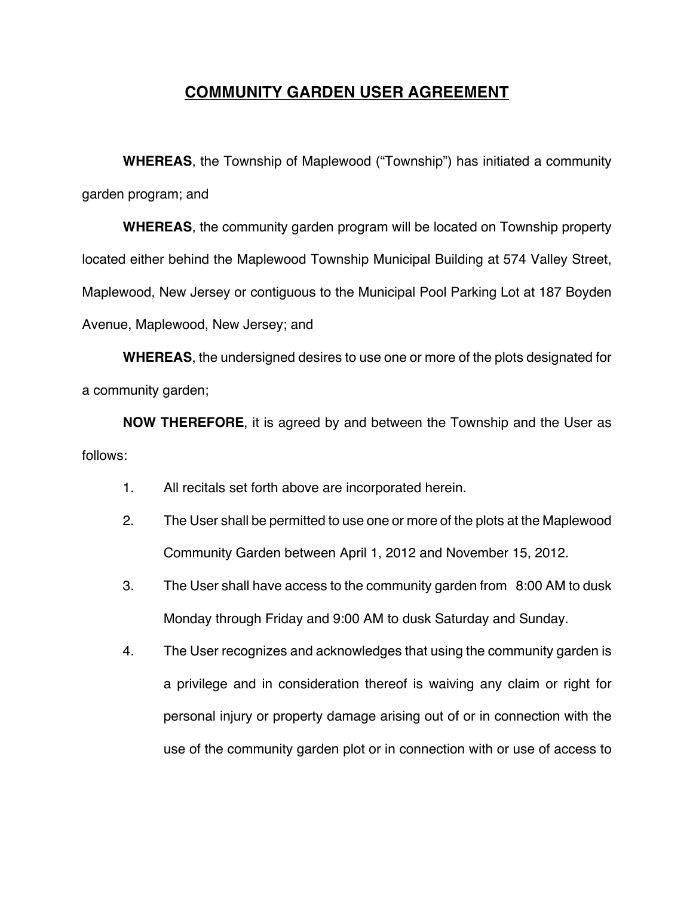# COMMUNITY GARDEN USER AGREEMENT

**WHEREAS**, the Township of Maplewood ("Township") has initiated a community garden program; and

**WHEREAS**, the community garden program will be located on Township property located either behind the Maplewood Township Municipal Building at 574 Valley Street, Maplewood, New Jersey or contiguous to the Municipal Pool Parking Lot at 187 Boyden Avenue, Maplewood, New Jersey; and

**WHEREAS**, the undersigned desires to use one or more of the plots designated for a community garden;

**NOW THEREFORE**, it is agreed by and between the Township and the User as follows:

1. All recitals set forth above are incorporated herein.
2. The User shall be permitted to use one or more of the plots at the Maplewood Community Garden between April 1, 2012 and November 15, 2012.
3. The User shall have access to the community garden from 8:00 AM to dusk Monday through Friday and 9:00 AM to dusk Saturday and Sunday.
4. The User recognizes and acknowledges that using the community garden is a privilege and in consideration thereof is waiving any claim or right for personal injury or property damage arising out of or in connection with the use of the community garden plot or in connection with or use of access to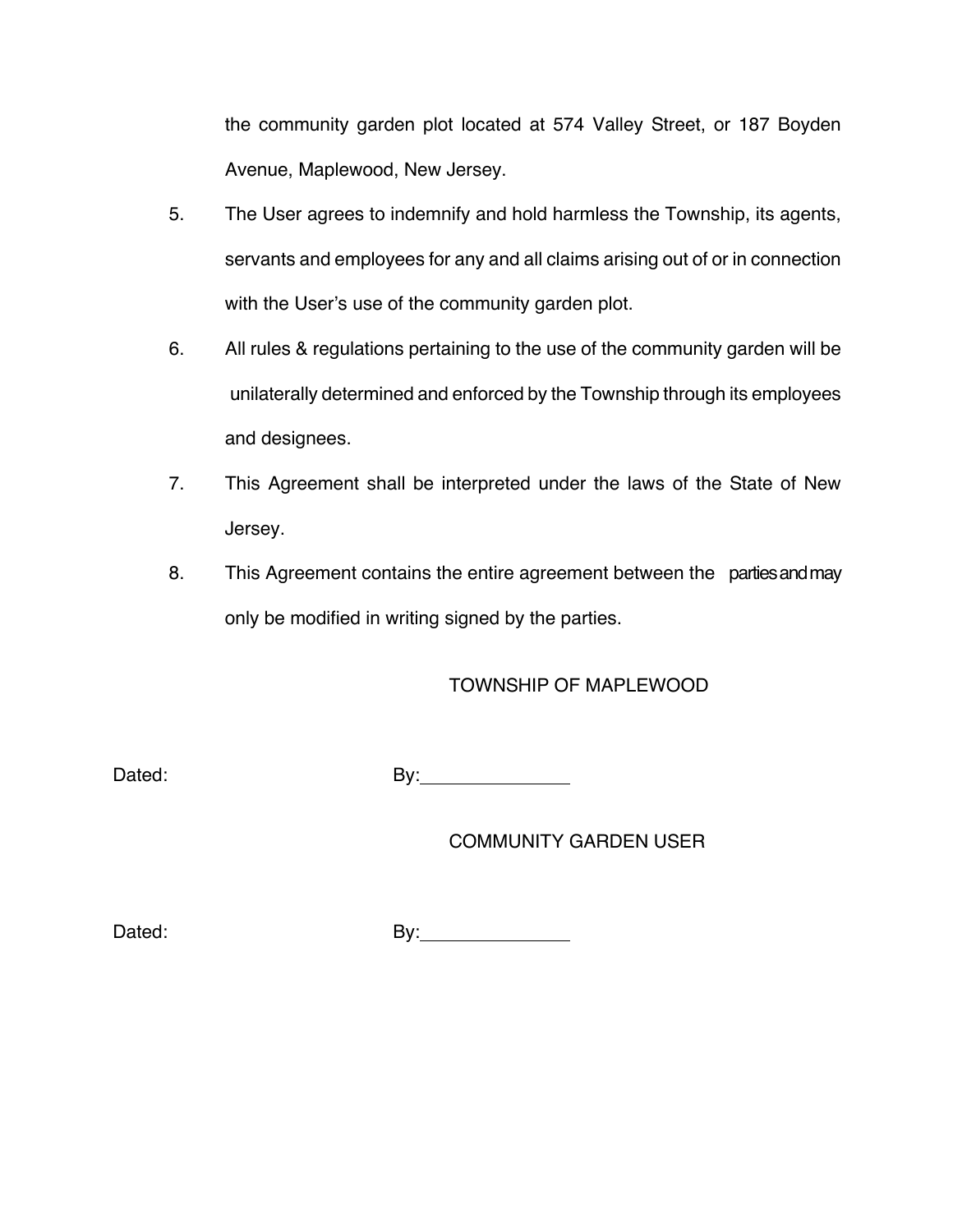the community garden plot located at 574 Valley Street, or 187 Boyden Avenue, Maplewood, New Jersey.

5. The User agrees to indemnify and hold harmless the Township, its agents, servants and employees for any and all claims arising out of or in connection with the User's use of the community garden plot.

6. All rules & regulations pertaining to the use of the community garden will be unilaterally determined and enforced by the Township through its employees and designees.

7. This Agreement shall be interpreted under the laws of the State of New Jersey.

8. This Agreement contains the entire agreement between the parties and may only be modified in writing signed by the parties.

TOWNSHIP OF MAPLEWOOD

Dated: By:\_\_\_\_\_\_\_\_\_\_\_\_\_\_

COMMUNITY GARDEN USER

Dated: By:\_\_\_\_\_\_\_\_\_\_\_\_\_\_